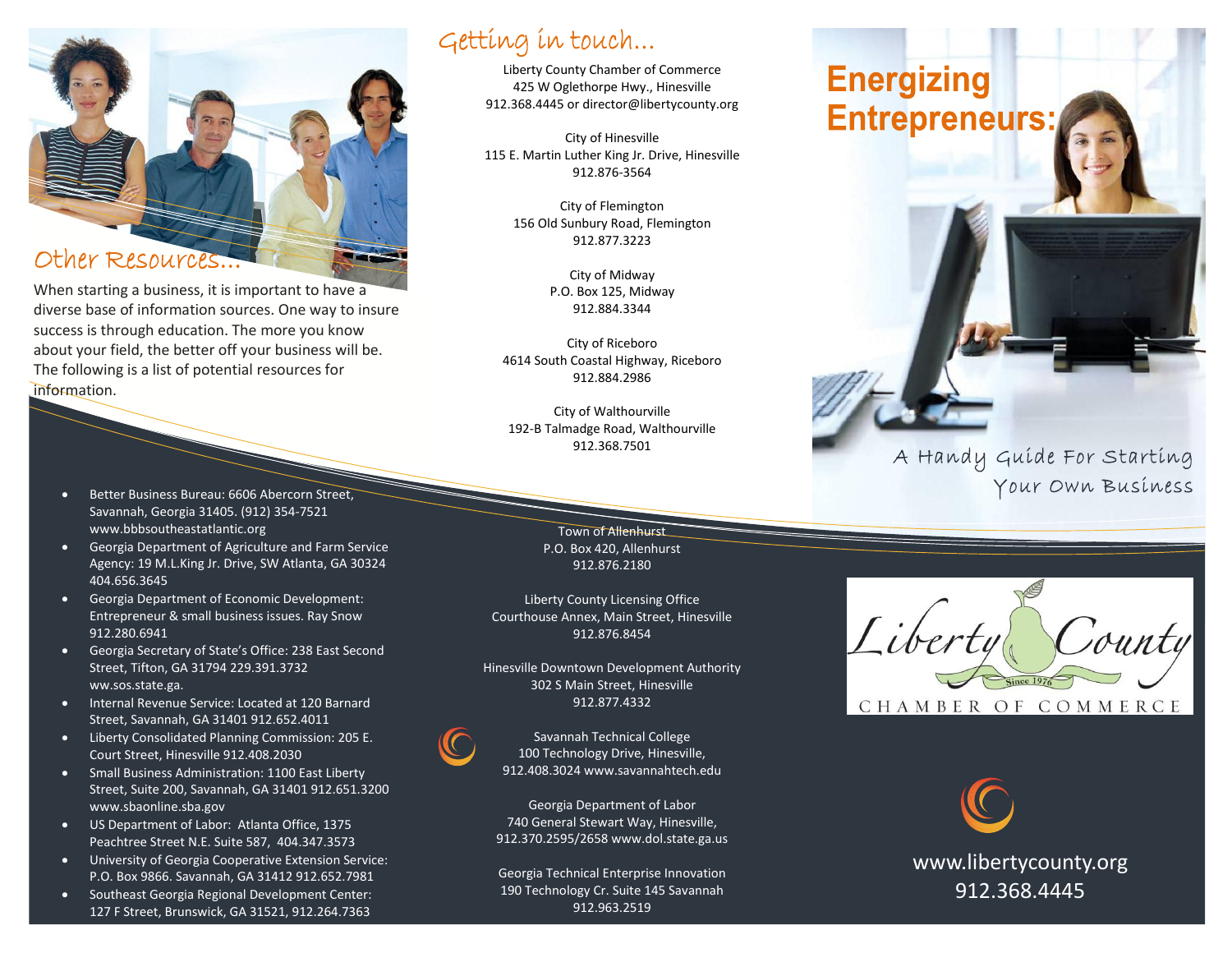## Other Resources...

When starting a business, it is important to have a diverse base of information sources. One way to insure success is through education. The more you know about your field, the better off your business will be. The following is a list of potential resources for information.

- Better Business Bureau: 6606 Abercorn Street, Savannah, Georgia 31405. (912) 354-7521 www.bbbsoutheastatlantic.org
- Georgia Department of Agriculture and Farm Service Agency: 19 M.L.King Jr. Drive, SW Atlanta, GA 30324 404.656.3645
- Georgia Department of Economic Development: Entrepreneur & small business issues. Ray Snow 912.280.6941
- Georgia Secretary of State's Office: 238 East Second Street, Tifton, GA 31794 229.391.3732 ww.sos.state.ga.
- Internal Revenue Service: Located at 120 Barnard Street, Savannah, GA 31401 912.652.4011
- Liberty Consolidated Planning Commission: 205 E. Court Street, Hinesville 912.408.2030
- Small Business Administration: 1100 East Liberty Street, Suite 200, Savannah, GA 31401 912.651.3200 www.sbaonline.sba.gov
- US Department of Labor: Atlanta Office, 1375 Peachtree Street N.E. Suite 587, 404.347.3573
- University of Georgia Cooperative Extension Service: P.O. Box 9866. Savannah, GA 31412 912.652.7981
- Southeast Georgia Regional Development Center: 127 F Street, Brunswick, GA 31521, 912.264.7363

## Getting in touch...

Liberty County Chamber of Commerce
425 W Oglethorpe Hwy., Hinesville
912.368.4445 or director@libertycounty.org

City of Hinesville
115 E. Martin Luther King Jr. Drive, Hinesville
912.876-3564

City of Flemington
156 Old Sunbury Road, Flemington
912.877.3223

City of Midway
P.O. Box 125, Midway
912.884.3344

City of Riceboro
4614 South Coastal Highway, Riceboro
912.884.2986

City of Walthourville
192-B Talmadge Road, Walthourville
912.368.7501

Town of Allenhurst
P.O. Box 420, Allenhurst
912.876.2180

Liberty County Licensing Office
Courthouse Annex, Main Street, Hinesville
912.876.8454

Hinesville Downtown Development Authority
302 S Main Street, Hinesville
912.877.4332

Savannah Technical College
100 Technology Drive, Hinesville,
912.408.3024 www.savannahtech.edu

Georgia Department of Labor
740 General Stewart Way, Hinesville,
912.370.2595/2658 www.dol.state.ga.us

Georgia Technical Enterprise Innovation
190 Technology Cr. Suite 145 Savannah
912.963.2519

# Energizing Entrepreneurs:

A Handy Guide For Starting Your Own Business

Liberty County Since 1976
CHAMBER OF COMMERCE

www.libertycounty.org
912.368.4445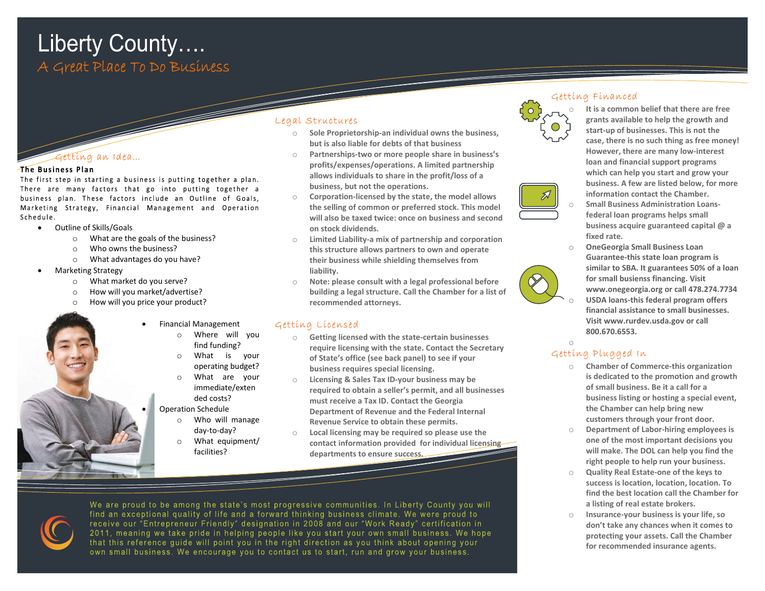# Liberty County….

## A Great Place To Do Business

### Getting an Idea…

**The Business Plan**

The first step in starting a business is putting together a plan. There are many factors that go into putting together a business plan. These factors include an Outline of Goals, Marketing Strategy, Financial Management and Operation Schedule.

- Outline of Skills/Goals
  - What are the goals of the business?
  - Who owns the business?
  - What advantages do you have?
- Marketing Strategy
  - What market do you serve?
  - How will you market/advertise?
  - How will you price your product?
- Financial Management
  - Where will you find funding?
  - What is your operating budget?
  - What are your immediate/extended costs?
- Operation Schedule
  - Who will manage day-to-day?
  - What equipment/facilities?

### Legal Structures

- **Sole Proprietorship-an individual owns the business, but is also liable for debts of that business**
- **Partnerships-two or more people share in business's profits/expenses/operations. A limited partnership allows individuals to share in the profit/loss of a business, but not the operations.**
- **Corporation-licensed by the state, the model allows the selling of common or preferred stock. This model will also be taxed twice: once on business and second on stock dividends.**
- **Limited Liability-a mix of partnership and corporation this structure allows partners to own and operate their business while shielding themselves from liability.**
- **Note: please consult with a legal professional before building a legal structure. Call the Chamber for a list of recommended attorneys.**

### Getting Licensed

- **Getting licensed with the state-certain businesses require licensing with the state. Contact the Secretary of State's office (see back panel) to see if your business requires special licensing.**
- **Licensing & Sales Tax ID-your business may be required to obtain a seller's permit, and all businesses must receive a Tax ID. Contact the Georgia Department of Revenue and the Federal Internal Revenue Service to obtain these permits.**
- **Local licensing may be required so please use the contact information provided for individual licensing departments to ensure success.**

### Getting Financed

- **It is a common belief that there are free grants available to help the growth and start-up of businesses. This is not the case, there is no such thing as free money! However, there are many low-interest loan and financial support programs which can help you start and grow your business. A few are listed below, for more information contact the Chamber.**
- **Small Business Administration Loans-federal loan programs helps small business acquire guaranteed capital @ a fixed rate.**
- **OneGeorgia Small Business Loan Guarantee-this state loan program is similar to SBA. It guarantees 50% of a loan for small business financing. Visit www.onegeorgia.org or call 478.274.7734**
- **USDA loans-this federal program offers financial assistance to small businesses. Visit www.rurdev.usda.gov or call 800.670.6553.**

### Getting Plugged In

- **Chamber of Commerce-this organization is dedicated to the promotion and growth of small business. Be it a call for a business listing or hosting a special event, the Chamber can help bring new customers through your front door.**
- **Department of Labor-hiring employees is one of the most important decisions you will make. The DOL can help you find the right people to help run your business.**
- **Quality Real Estate-one of the keys to success is location, location, location. To find the best location call the Chamber for a listing of real estate brokers.**
- **Insurance-your business is your life, so don't take any chances when it comes to protecting your assets. Call the Chamber for recommended insurance agents.**

We are proud to be among the state's most progressive communities. In Liberty County you will find an exceptional quality of life and a forward thinking business climate. We were proud to receive our "Entrepreneur Friendly" designation in 2008 and our "Work Ready" certification in 2011, meaning we take pride in helping people like you start your own small business. We hope that this reference guide will point you in the right direction as you think about opening your own small business. We encourage you to contact us to start, run and grow your business.